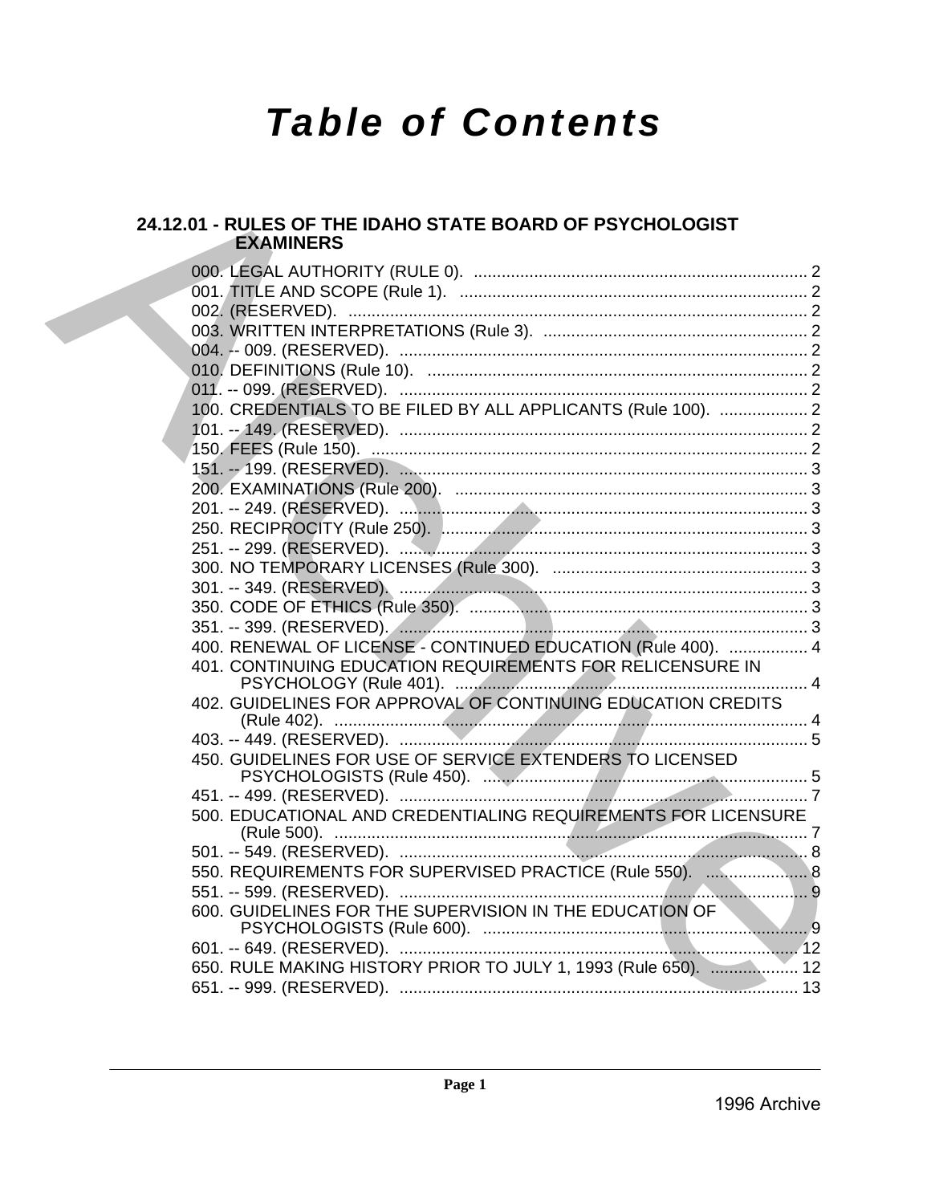# Table of Contents

## 24.12.01 - RULES OF THE IDAHO STATE BOARD OF PSYCHOLOGIST EXAMINERS

000. LEGAL AUTHORITY (RULE 0). ........................................................................ 2
001. TITLE AND SCOPE (Rule 1). ........................................................................ 2
002. (RESERVED). ........................................................................................... 2
003. WRITTEN INTERPRETATIONS (Rule 3). ......................................................... 2
004. -- 009. (RESERVED). ................................................................................. 2
010. DEFINITIONS (Rule 10). .............................................................................. 2
011. -- 099. (RESERVED). ................................................................................. 2
100. CREDENTIALS TO BE FILED BY ALL APPLICANTS (Rule 100). ...................... 2
101. -- 149. (RESERVED). ................................................................................. 2
150. FEES (Rule 150). ........................................................................................ 2
151. -- 199. (RESERVED). ................................................................................. 3
200. EXAMINATIONS (Rule 200). ......................................................................... 3
201. -- 249. (RESERVED). ................................................................................. 3
250. RECIPROCITY (Rule 250). ............................................................................ 3
251. -- 299. (RESERVED). ................................................................................. 3
300. NO TEMPORARY LICENSES (Rule 300). ......................................................... 3
301. -- 349. (RESERVED). ................................................................................. 3
350. CODE OF ETHICS (Rule 350). ...................................................................... 3
351. -- 399. (RESERVED). ................................................................................. 3
400. RENEWAL OF LICENSE - CONTINUED EDUCATION (Rule 400). ....................... 4
401. CONTINUING EDUCATION REQUIREMENTS FOR RELICENSURE IN PSYCHOLOGY (Rule 401). ........................................................................... 4
402. GUIDELINES FOR APPROVAL OF CONTINUING EDUCATION CREDITS (Rule 402). ..................................................................................................... 4
403. -- 449. (RESERVED). ................................................................................. 5
450. GUIDELINES FOR USE OF SERVICE EXTENDERS TO LICENSED PSYCHOLOGISTS (Rule 450). ..................................................................... 5
451. -- 499. (RESERVED). ................................................................................. 7
500. EDUCATIONAL AND CREDENTIALING REQUIREMENTS FOR LICENSURE (Rule 500). ..................................................................................................... 7
501. -- 549. (RESERVED). ................................................................................. 8
550. REQUIREMENTS FOR SUPERVISED PRACTICE (Rule 550). ............................. 8
551. -- 599. (RESERVED). ................................................................................. 9
600. GUIDELINES FOR THE SUPERVISION IN THE EDUCATION OF PSYCHOLOGISTS (Rule 600). ..................................................................... 9
601. -- 649. (RESERVED). ................................................................................. 12
650. RULE MAKING HISTORY PRIOR TO JULY 1, 1993 (Rule 650). ........................ 12
651. -- 999. (RESERVED). ................................................................................. 13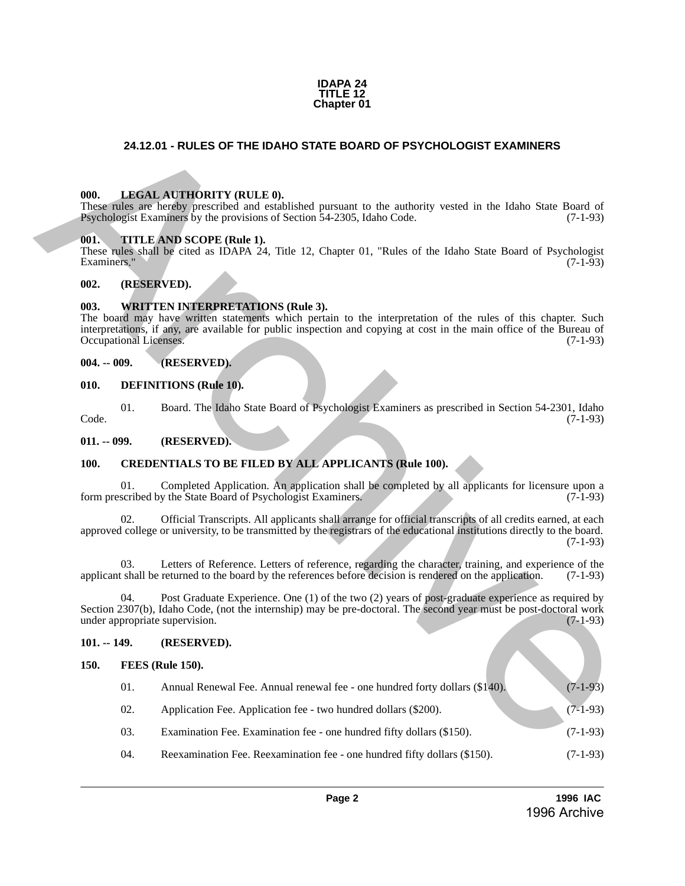**IDAPA 24**
**TITLE 12**
**Chapter 01**

## 24.12.01 - RULES OF THE IDAHO STATE BOARD OF PSYCHOLOGIST EXAMINERS

### 000. LEGAL AUTHORITY (RULE 0).

These rules are hereby prescribed and established pursuant to the authority vested in the Idaho State Board of Psychologist Examiners by the provisions of Section 54-2305, Idaho Code. (7-1-93)

### 001. TITLE AND SCOPE (Rule 1).

These rules shall be cited as IDAPA 24, Title 12, Chapter 01, "Rules of the Idaho State Board of Psychologist Examiners." (7-1-93)

### 002. (RESERVED).

### 003. WRITTEN INTERPRETATIONS (Rule 3).

The board may have written statements which pertain to the interpretation of the rules of this chapter. Such interpretations, if any, are available for public inspection and copying at cost in the main office of the Bureau of Occupational Licenses. (7-1-93)

### 004. -- 009. (RESERVED).

### 010. DEFINITIONS (Rule 10).

01. Board. The Idaho State Board of Psychologist Examiners as prescribed in Section 54-2301, Idaho Code. (7-1-93)

### 011. -- 099. (RESERVED).

### 100. CREDENTIALS TO BE FILED BY ALL APPLICANTS (Rule 100).

01. Completed Application. An application shall be completed by all applicants for licensure upon a form prescribed by the State Board of Psychologist Examiners. (7-1-93)

02. Official Transcripts. All applicants shall arrange for official transcripts of all credits earned, at each approved college or university, to be transmitted by the registrars of the educational institutions directly to the board. (7-1-93)

03. Letters of Reference. Letters of reference, regarding the character, training, and experience of the applicant shall be returned to the board by the references before decision is rendered on the application. (7-1-93)

04. Post Graduate Experience. One (1) of the two (2) years of post-graduate experience as required by Section 2307(b), Idaho Code, (not the internship) may be pre-doctoral. The second year must be post-doctoral work under appropriate supervision. (7-1-93)

### 101. -- 149. (RESERVED).

### 150. FEES (Rule 150).

01. Annual Renewal Fee. Annual renewal fee - one hundred forty dollars ($140). (7-1-93)

02. Application Fee. Application fee - two hundred dollars ($200). (7-1-93)

03. Examination Fee. Examination fee - one hundred fifty dollars ($150). (7-1-93)

04. Reexamination Fee. Reexamination fee - one hundred fifty dollars ($150). (7-1-93)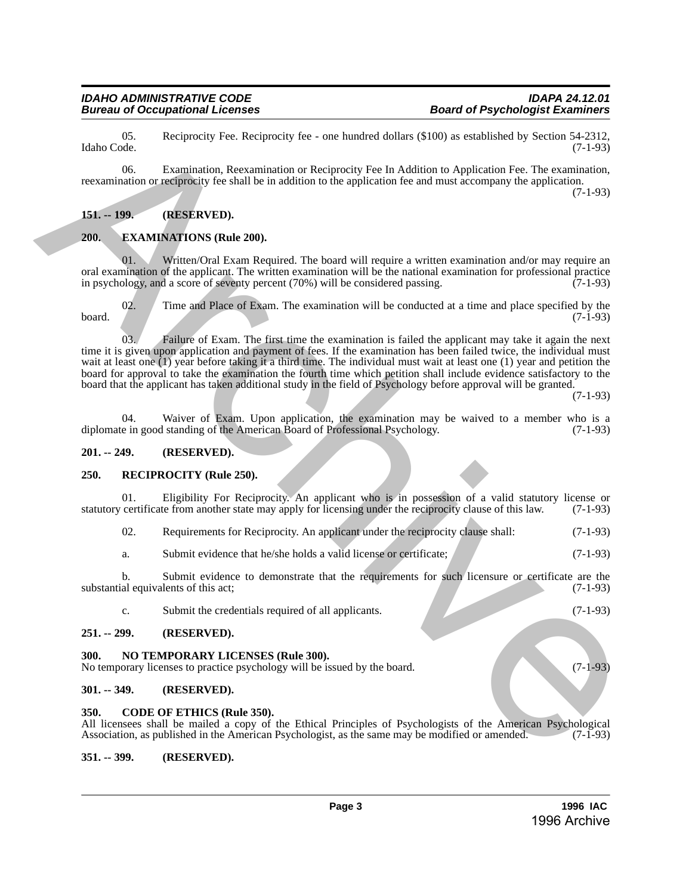05. Reciprocity Fee. Reciprocity fee - one hundred dollars ($100) as established by Section 54-2312, Idaho Code. (7-1-93)

06. Examination, Reexamination or Reciprocity Fee In Addition to Application Fee. The examination, reexamination or reciprocity fee shall be in addition to the application fee and must accompany the application. (7-1-93)

**151. -- 199. (RESERVED).**

**200. EXAMINATIONS (Rule 200).**

01. Written/Oral Exam Required. The board will require a written examination and/or may require an oral examination of the applicant. The written examination will be the national examination for professional practice in psychology, and a score of seventy percent (70%) will be considered passing. (7-1-93)

02. Time and Place of Exam. The examination will be conducted at a time and place specified by the board. (7-1-93)

03. Failure of Exam. The first time the examination is failed the applicant may take it again the next time it is given upon application and payment of fees. If the examination has been failed twice, the individual must wait at least one (1) year before taking it a third time. The individual must wait at least one (1) year and petition the board for approval to take the examination the fourth time which petition shall include evidence satisfactory to the board that the applicant has taken additional study in the field of Psychology before approval will be granted. (7-1-93)

04. Waiver of Exam. Upon application, the examination may be waived to a member who is a diplomate in good standing of the American Board of Professional Psychology. (7-1-93)

**201. -- 249. (RESERVED).**

**250. RECIPROCITY (Rule 250).**

01. Eligibility For Reciprocity. An applicant who is in possession of a valid statutory license or statutory certificate from another state may apply for licensing under the reciprocity clause of this law. (7-1-93)

02. Requirements for Reciprocity. An applicant under the reciprocity clause shall: (7-1-93)

a. Submit evidence that he/she holds a valid license or certificate; (7-1-93)

b. Submit evidence to demonstrate that the requirements for such licensure or certificate are the substantial equivalents of this act; (7-1-93)

c. Submit the credentials required of all applicants. (7-1-93)

**251. -- 299. (RESERVED).**

**300. NO TEMPORARY LICENSES (Rule 300).**
No temporary licenses to practice psychology will be issued by the board. (7-1-93)

**301. -- 349. (RESERVED).**

**350. CODE OF ETHICS (Rule 350).**
All licensees shall be mailed a copy of the Ethical Principles of Psychologists of the American Psychological Association, as published in the American Psychologist, as the same may be modified or amended. (7-1-93)

**351. -- 399. (RESERVED).**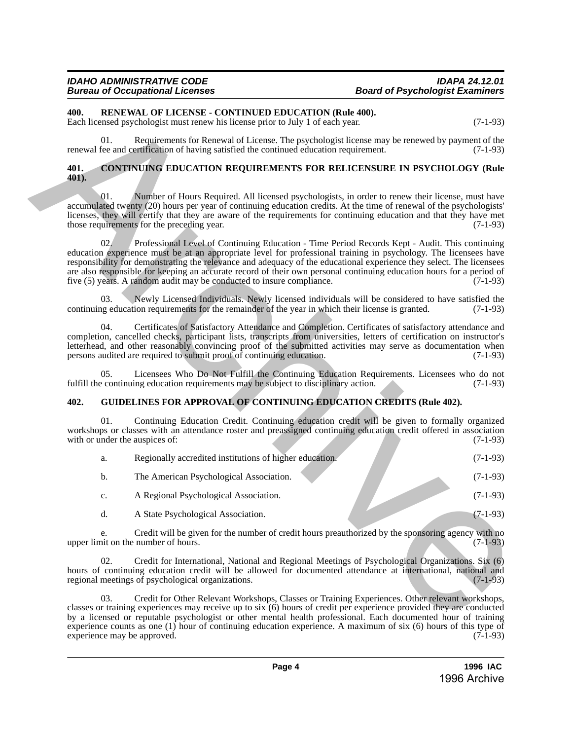### 400. RENEWAL OF LICENSE - CONTINUED EDUCATION (Rule 400).

Each licensed psychologist must renew his license prior to July 1 of each year. (7-1-93)

01. Requirements for Renewal of License. The psychologist license may be renewed by payment of the renewal fee and certification of having satisfied the continued education requirement. (7-1-93)

### 401. CONTINUING EDUCATION REQUIREMENTS FOR RELICENSURE IN PSYCHOLOGY (Rule 401).

01. Number of Hours Required. All licensed psychologists, in order to renew their license, must have accumulated twenty (20) hours per year of continuing education credits. At the time of renewal of the psychologists' licenses, they will certify that they are aware of the requirements for continuing education and that they have met those requirements for the preceding year. (7-1-93)

02. Professional Level of Continuing Education - Time Period Records Kept - Audit. This continuing education experience must be at an appropriate level for professional training in psychology. The licensees have responsibility for demonstrating the relevance and adequacy of the educational experience they select. The licensees are also responsible for keeping an accurate record of their own personal continuing education hours for a period of five (5) years. A random audit may be conducted to insure compliance. (7-1-93)

03. Newly Licensed Individuals. Newly licensed individuals will be considered to have satisfied the continuing education requirements for the remainder of the year in which their license is granted. (7-1-93)

04. Certificates of Satisfactory Attendance and Completion. Certificates of satisfactory attendance and completion, cancelled checks, participant lists, transcripts from universities, letters of certification on instructor's letterhead, and other reasonably convincing proof of the submitted activities may serve as documentation when persons audited are required to submit proof of continuing education. (7-1-93)

05. Licensees Who Do Not Fulfill the Continuing Education Requirements. Licensees who do not fulfill the continuing education requirements may be subject to disciplinary action. (7-1-93)

### 402. GUIDELINES FOR APPROVAL OF CONTINUING EDUCATION CREDITS (Rule 402).

01. Continuing Education Credit. Continuing education credit will be given to formally organized workshops or classes with an attendance roster and preassigned continuing education credit offered in association with or under the auspices of: (7-1-93)

a. Regionally accredited institutions of higher education. (7-1-93)

b. The American Psychological Association. (7-1-93)

c. A Regional Psychological Association. (7-1-93)

d. A State Psychological Association. (7-1-93)

e. Credit will be given for the number of credit hours preauthorized by the sponsoring agency with no upper limit on the number of hours. (7-1-93)

02. Credit for International, National and Regional Meetings of Psychological Organizations. Six (6) hours of continuing education credit will be allowed for documented attendance at international, national and regional meetings of psychological organizations. (7-1-93)

03. Credit for Other Relevant Workshops, Classes or Training Experiences. Other relevant workshops, classes or training experiences may receive up to six (6) hours of credit per experience provided they are conducted by a licensed or reputable psychologist or other mental health professional. Each documented hour of training experience counts as one (1) hour of continuing education experience. A maximum of six (6) hours of this type of experience may be approved. (7-1-93)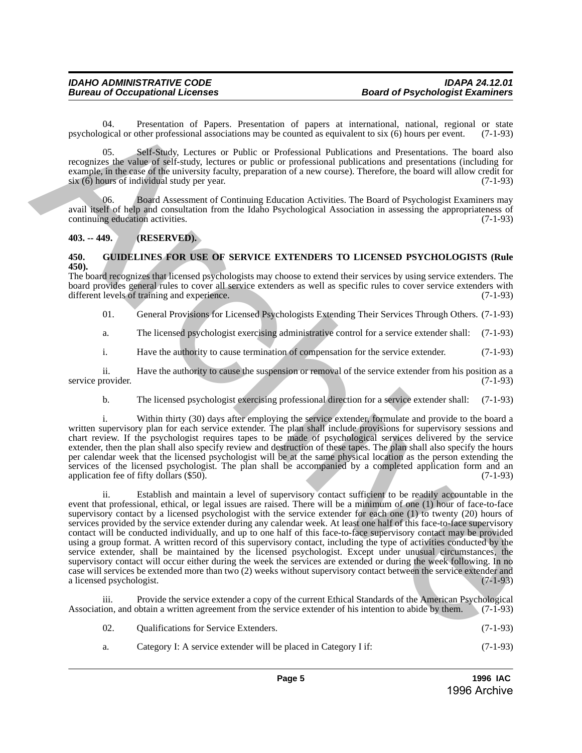04. Presentation of Papers. Presentation of papers at international, national, regional or state psychological or other professional associations may be counted as equivalent to six (6) hours per event. (7-1-93)

05. Self-Study, Lectures or Public or Professional Publications and Presentations. The board also recognizes the value of self-study, lectures or public or professional publications and presentations (including for example, in the case of the university faculty, preparation of a new course). Therefore, the board will allow credit for six (6) hours of individual study per year. (7-1-93)

06. Board Assessment of Continuing Education Activities. The Board of Psychologist Examiners may avail itself of help and consultation from the Idaho Psychological Association in assessing the appropriateness of continuing education activities. (7-1-93)

**403. -- 449. (RESERVED).**

**450. GUIDELINES FOR USE OF SERVICE EXTENDERS TO LICENSED PSYCHOLOGISTS (Rule 450).**

The board recognizes that licensed psychologists may choose to extend their services by using service extenders. The board provides general rules to cover all service extenders as well as specific rules to cover service extenders with different levels of training and experience. (7-1-93)

01. General Provisions for Licensed Psychologists Extending Their Services Through Others. (7-1-93)

a. The licensed psychologist exercising administrative control for a service extender shall: (7-1-93)

i. Have the authority to cause termination of compensation for the service extender. (7-1-93)

ii. Have the authority to cause the suspension or removal of the service extender from his position as a service provider. (7-1-93)

b. The licensed psychologist exercising professional direction for a service extender shall: (7-1-93)

i. Within thirty (30) days after employing the service extender, formulate and provide to the board a written supervisory plan for each service extender. The plan shall include provisions for supervisory sessions and chart review. If the psychologist requires tapes to be made of psychological services delivered by the service extender, then the plan shall also specify review and destruction of these tapes. The plan shall also specify the hours per calendar week that the licensed psychologist will be at the same physical location as the person extending the services of the licensed psychologist. The plan shall be accompanied by a completed application form and an application fee of fifty dollars ($50). (7-1-93)

ii. Establish and maintain a level of supervisory contact sufficient to be readily accountable in the event that professional, ethical, or legal issues are raised. There will be a minimum of one (1) hour of face-to-face supervisory contact by a licensed psychologist with the service extender for each one (1) to twenty (20) hours of services provided by the service extender during any calendar week. At least one half of this face-to-face supervisory contact will be conducted individually, and up to one half of this face-to-face supervisory contact may be provided using a group format. A written record of this supervisory contact, including the type of activities conducted by the service extender, shall be maintained by the licensed psychologist. Except under unusual circumstances, the supervisory contact will occur either during the week the services are extended or during the week following. In no case will services be extended more than two (2) weeks without supervisory contact between the service extender and a licensed psychologist. (7-1-93)

iii. Provide the service extender a copy of the current Ethical Standards of the American Psychological Association, and obtain a written agreement from the service extender of his intention to abide by them. (7-1-93)

02. Qualifications for Service Extenders. (7-1-93)

a. Category I: A service extender will be placed in Category I if: (7-1-93)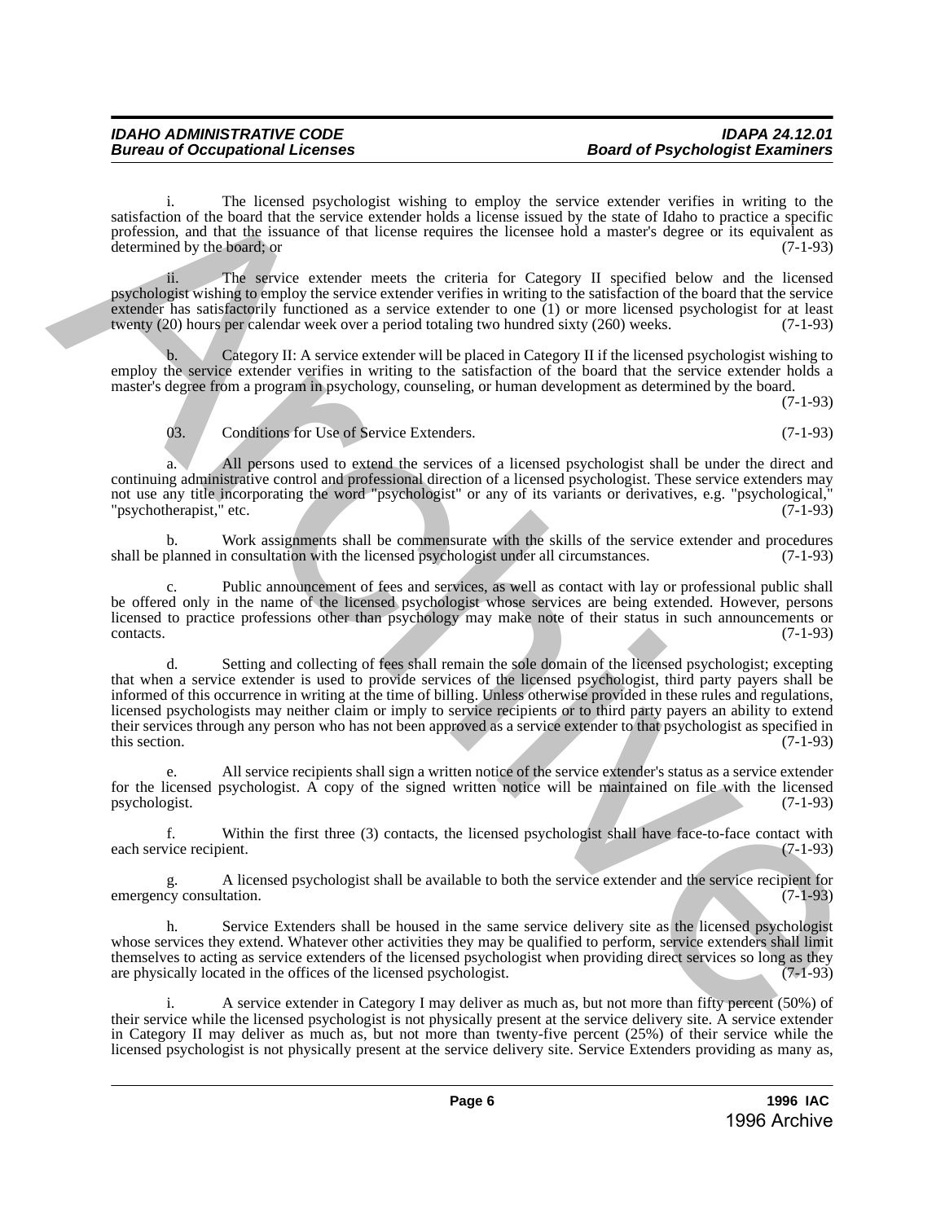i. The licensed psychologist wishing to employ the service extender verifies in writing to the satisfaction of the board that the service extender holds a license issued by the state of Idaho to practice a specific profession, and that the issuance of that license requires the licensee hold a master's degree or its equivalent as determined by the board; or (7-1-93)

ii. The service extender meets the criteria for Category II specified below and the licensed psychologist wishing to employ the service extender verifies in writing to the satisfaction of the board that the service extender has satisfactorily functioned as a service extender to one (1) or more licensed psychologist for at least twenty (20) hours per calendar week over a period totaling two hundred sixty (260) weeks. (7-1-93)

b. Category II: A service extender will be placed in Category II if the licensed psychologist wishing to employ the service extender verifies in writing to the satisfaction of the board that the service extender holds a master's degree from a program in psychology, counseling, or human development as determined by the board. (7-1-93)

03. Conditions for Use of Service Extenders. (7-1-93)

a. All persons used to extend the services of a licensed psychologist shall be under the direct and continuing administrative control and professional direction of a licensed psychologist. These service extenders may not use any title incorporating the word "psychologist" or any of its variants or derivatives, e.g. "psychological," "psychotherapist," etc. (7-1-93)

b. Work assignments shall be commensurate with the skills of the service extender and procedures shall be planned in consultation with the licensed psychologist under all circumstances. (7-1-93)

c. Public announcement of fees and services, as well as contact with lay or professional public shall be offered only in the name of the licensed psychologist whose services are being extended. However, persons licensed to practice professions other than psychology may make note of their status in such announcements or contacts. (7-1-93)

d. Setting and collecting of fees shall remain the sole domain of the licensed psychologist; excepting that when a service extender is used to provide services of the licensed psychologist, third party payers shall be informed of this occurrence in writing at the time of billing. Unless otherwise provided in these rules and regulations, licensed psychologists may neither claim or imply to service recipients or to third party payers an ability to extend their services through any person who has not been approved as a service extender to that psychologist as specified in this section. (7-1-93)

e. All service recipients shall sign a written notice of the service extender's status as a service extender for the licensed psychologist. A copy of the signed written notice will be maintained on file with the licensed psychologist. (7-1-93)

f. Within the first three (3) contacts, the licensed psychologist shall have face-to-face contact with each service recipient. (7-1-93)

g. A licensed psychologist shall be available to both the service extender and the service recipient for emergency consultation. (7-1-93)

h. Service Extenders shall be housed in the same service delivery site as the licensed psychologist whose services they extend. Whatever other activities they may be qualified to perform, service extenders shall limit themselves to acting as service extenders of the licensed psychologist when providing direct services so long as they are physically located in the offices of the licensed psychologist. (7-1-93)

i. A service extender in Category I may deliver as much as, but not more than fifty percent (50%) of their service while the licensed psychologist is not physically present at the service delivery site. A service extender in Category II may deliver as much as, but not more than twenty-five percent (25%) of their service while the licensed psychologist is not physically present at the service delivery site. Service Extenders providing as many as,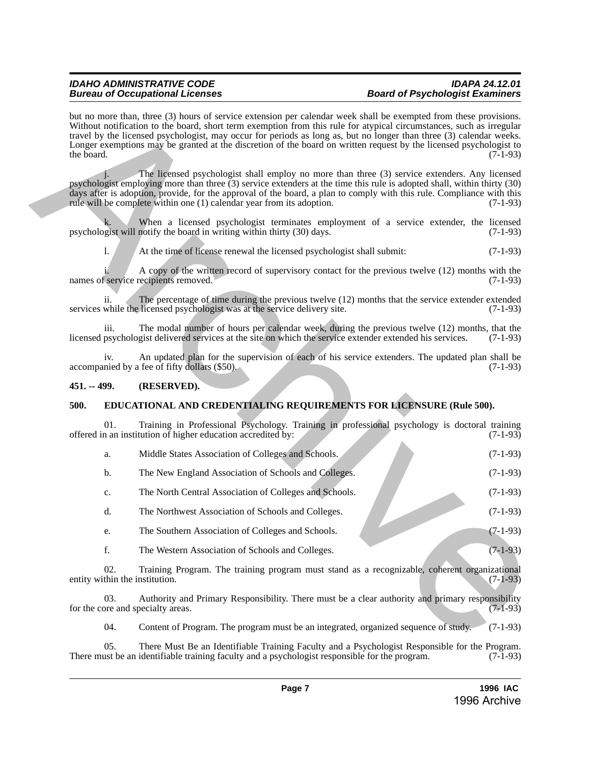but no more than, three (3) hours of service extension per calendar week shall be exempted from these provisions. Without notification to the board, short term exemption from this rule for atypical circumstances, such as irregular travel by the licensed psychologist, may occur for periods as long as, but no longer than three (3) calendar weeks. Longer exemptions may be granted at the discretion of the board on written request by the licensed psychologist to the board. (7-1-93)

j. The licensed psychologist shall employ no more than three (3) service extenders. Any licensed psychologist employing more than three (3) service extenders at the time this rule is adopted shall, within thirty (30) days after is adoption, provide, for the approval of the board, a plan to comply with this rule. Compliance with this rule will be complete within one (1) calendar year from its adoption. (7-1-93)

k. When a licensed psychologist terminates employment of a service extender, the licensed psychologist will notify the board in writing within thirty (30) days. (7-1-93)

l. At the time of license renewal the licensed psychologist shall submit: (7-1-93)

i. A copy of the written record of supervisory contact for the previous twelve (12) months with the names of service recipients removed. (7-1-93)

ii. The percentage of time during the previous twelve (12) months that the service extender extended services while the licensed psychologist was at the service delivery site. (7-1-93)

iii. The modal number of hours per calendar week, during the previous twelve (12) months, that the licensed psychologist delivered services at the site on which the service extender extended his services. (7-1-93)

iv. An updated plan for the supervision of each of his service extenders. The updated plan shall be accompanied by a fee of fifty dollars ($50). (7-1-93)

**451. -- 499. (RESERVED).**

**500. EDUCATIONAL AND CREDENTIALING REQUIREMENTS FOR LICENSURE (Rule 500).**

01. Training in Professional Psychology. Training in professional psychology is doctoral training offered in an institution of higher education accredited by: (7-1-93)

a. Middle States Association of Colleges and Schools. (7-1-93)

b. The New England Association of Schools and Colleges. (7-1-93)

c. The North Central Association of Colleges and Schools. (7-1-93)

d. The Northwest Association of Schools and Colleges. (7-1-93)

e. The Southern Association of Colleges and Schools. (7-1-93)

f. The Western Association of Schools and Colleges. (7-1-93)

02. Training Program. The training program must stand as a recognizable, coherent organizational entity within the institution. (7-1-93)

03. Authority and Primary Responsibility. There must be a clear authority and primary responsibility for the core and specialty areas. (7-1-93)

04. Content of Program. The program must be an integrated, organized sequence of study. (7-1-93)

05. There Must Be an Identifiable Training Faculty and a Psychologist Responsible for the Program. There must be an identifiable training faculty and a psychologist responsible for the program. (7-1-93)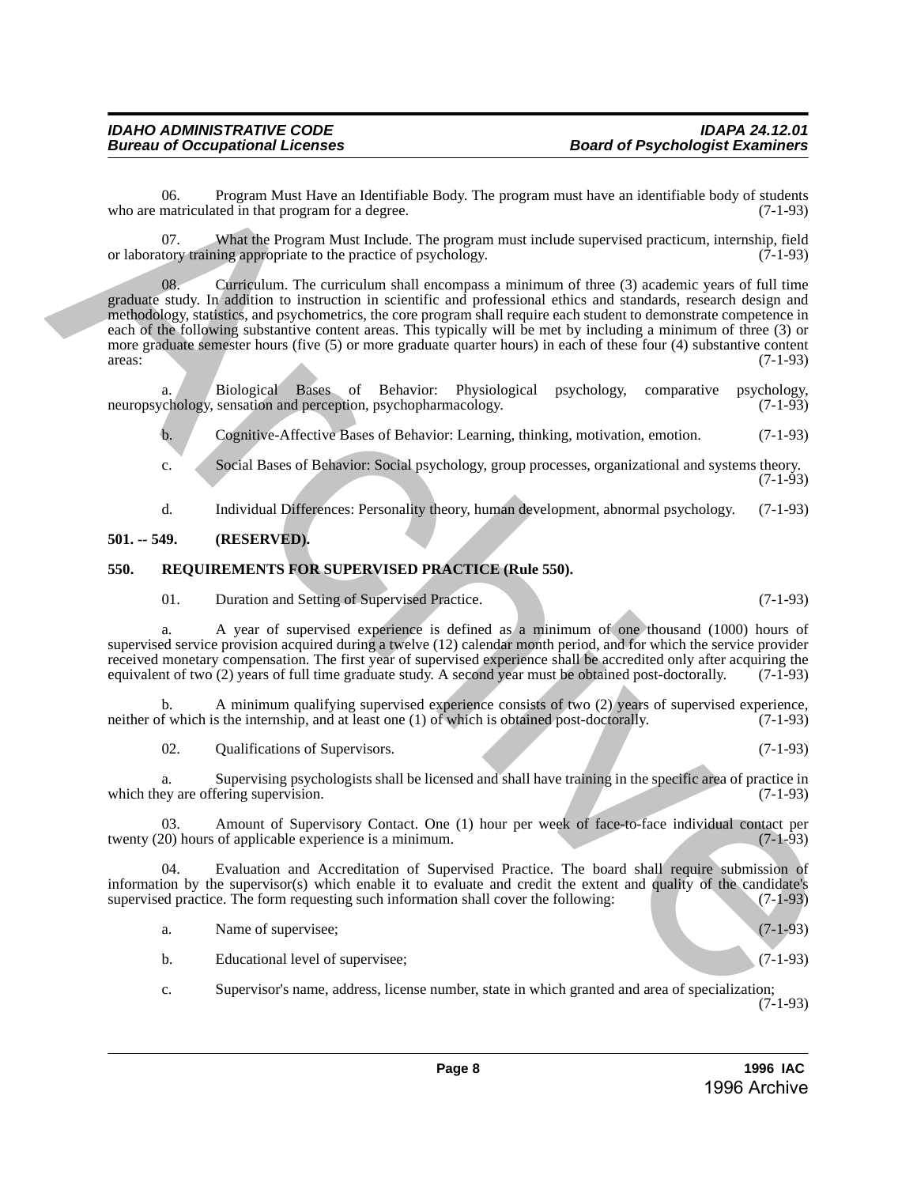06. Program Must Have an Identifiable Body. The program must have an identifiable body of students who are matriculated in that program for a degree. (7-1-93)

07. What the Program Must Include. The program must include supervised practicum, internship, field or laboratory training appropriate to the practice of psychology. (7-1-93)

08. Curriculum. The curriculum shall encompass a minimum of three (3) academic years of full time graduate study. In addition to instruction in scientific and professional ethics and standards, research design and methodology, statistics, and psychometrics, the core program shall require each student to demonstrate competence in each of the following substantive content areas. This typically will be met by including a minimum of three (3) or more graduate semester hours (five (5) or more graduate quarter hours) in each of these four (4) substantive content areas: (7-1-93)

a. Biological Bases of Behavior: Physiological psychology, comparative psychology, neuropsychology, sensation and perception, psychopharmacology. (7-1-93)

b. Cognitive-Affective Bases of Behavior: Learning, thinking, motivation, emotion. (7-1-93)

c. Social Bases of Behavior: Social psychology, group processes, organizational and systems theory. (7-1-93)

d. Individual Differences: Personality theory, human development, abnormal psychology. (7-1-93)

## 501. -- 549. (RESERVED).

## 550. REQUIREMENTS FOR SUPERVISED PRACTICE (Rule 550).

01. Duration and Setting of Supervised Practice. (7-1-93)

a. A year of supervised experience is defined as a minimum of one thousand (1000) hours of supervised service provision acquired during a twelve (12) calendar month period, and for which the service provider received monetary compensation. The first year of supervised experience shall be accredited only after acquiring the equivalent of two (2) years of full time graduate study. A second year must be obtained post-doctorally. (7-1-93)

b. A minimum qualifying supervised experience consists of two (2) years of supervised experience, neither of which is the internship, and at least one (1) of which is obtained post-doctorally. (7-1-93)

02. Qualifications of Supervisors. (7-1-93)

a. Supervising psychologists shall be licensed and shall have training in the specific area of practice in which they are offering supervision. (7-1-93)

03. Amount of Supervisory Contact. One (1) hour per week of face-to-face individual contact per twenty (20) hours of applicable experience is a minimum. (7-1-93)

04. Evaluation and Accreditation of Supervised Practice. The board shall require submission of information by the supervisor(s) which enable it to evaluate and credit the extent and quality of the candidate's supervised practice. The form requesting such information shall cover the following: (7-1-93)

a. Name of supervisee; (7-1-93)

b. Educational level of supervisee; (7-1-93)

c. Supervisor's name, address, license number, state in which granted and area of specialization; (7-1-93)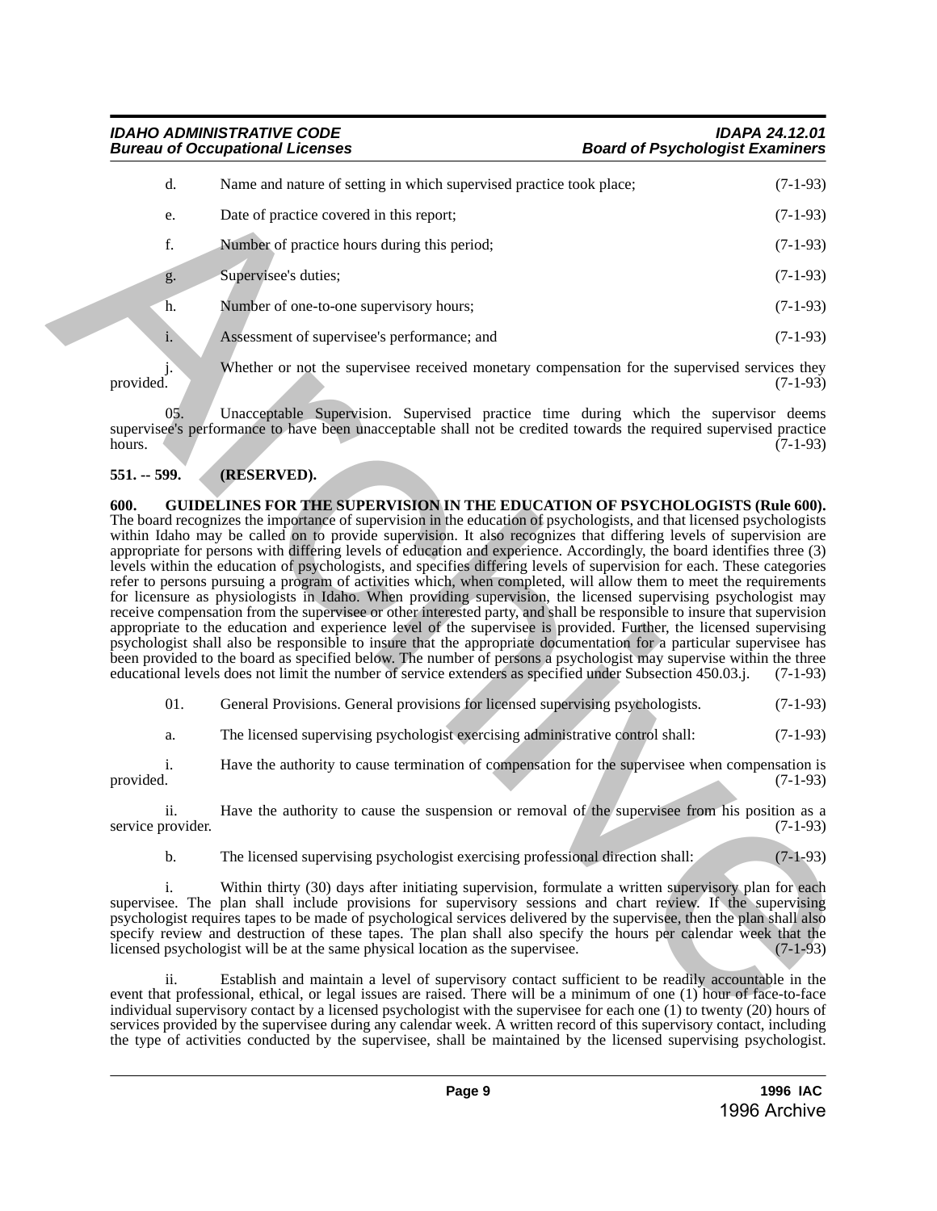d. Name and nature of setting in which supervised practice took place; (7-1-93)

e. Date of practice covered in this report; (7-1-93)

f. Number of practice hours during this period; (7-1-93)

g. Supervisee's duties; (7-1-93)

h. Number of one-to-one supervisory hours; (7-1-93)

i. Assessment of supervisee's performance; and (7-1-93)

j. Whether or not the supervisee received monetary compensation for the supervised services they provided. (7-1-93)

05. Unacceptable Supervision. Supervised practice time during which the supervisor deems supervisee's performance to have been unacceptable shall not be credited towards the required supervised practice hours. (7-1-93)

**551. -- 599. (RESERVED).**

**600. GUIDELINES FOR THE SUPERVISION IN THE EDUCATION OF PSYCHOLOGISTS (Rule 600).** The board recognizes the importance of supervision in the education of psychologists, and that licensed psychologists within Idaho may be called on to provide supervision. It also recognizes that differing levels of supervision are appropriate for persons with differing levels of education and experience. Accordingly, the board identifies three (3) levels within the education of psychologists, and specifies differing levels of supervision for each. These categories refer to persons pursuing a program of activities which, when completed, will allow them to meet the requirements for licensure as physiologists in Idaho. When providing supervision, the licensed supervising psychologist may receive compensation from the supervisee or other interested party, and shall be responsible to insure that supervision appropriate to the education and experience level of the supervisee is provided. Further, the licensed supervising psychologist shall also be responsible to insure that the appropriate documentation for a particular supervisee has been provided to the board as specified below. The number of persons a psychologist may supervise within the three educational levels does not limit the number of service extenders as specified under Subsection 450.03.j. (7-1-93)

01. General Provisions. General provisions for licensed supervising psychologists. (7-1-93)

a. The licensed supervising psychologist exercising administrative control shall: (7-1-93)

i. Have the authority to cause termination of compensation for the supervisee when compensation is provided. (7-1-93)

ii. Have the authority to cause the suspension or removal of the supervisee from his position as a service provider. (7-1-93)

b. The licensed supervising psychologist exercising professional direction shall: (7-1-93)

i. Within thirty (30) days after initiating supervision, formulate a written supervisory plan for each supervisee. The plan shall include provisions for supervisory sessions and chart review. If the supervising psychologist requires tapes to be made of psychological services delivered by the supervisee, then the plan shall also specify review and destruction of these tapes. The plan shall also specify the hours per calendar week that the licensed psychologist will be at the same physical location as the supervisee. (7-1-93)

ii. Establish and maintain a level of supervisory contact sufficient to be readily accountable in the event that professional, ethical, or legal issues are raised. There will be a minimum of one (1) hour of face-to-face individual supervisory contact by a licensed psychologist with the supervisee for each one (1) to twenty (20) hours of services provided by the supervisee during any calendar week. A written record of this supervisory contact, including the type of activities conducted by the supervisee, shall be maintained by the licensed supervising psychologist.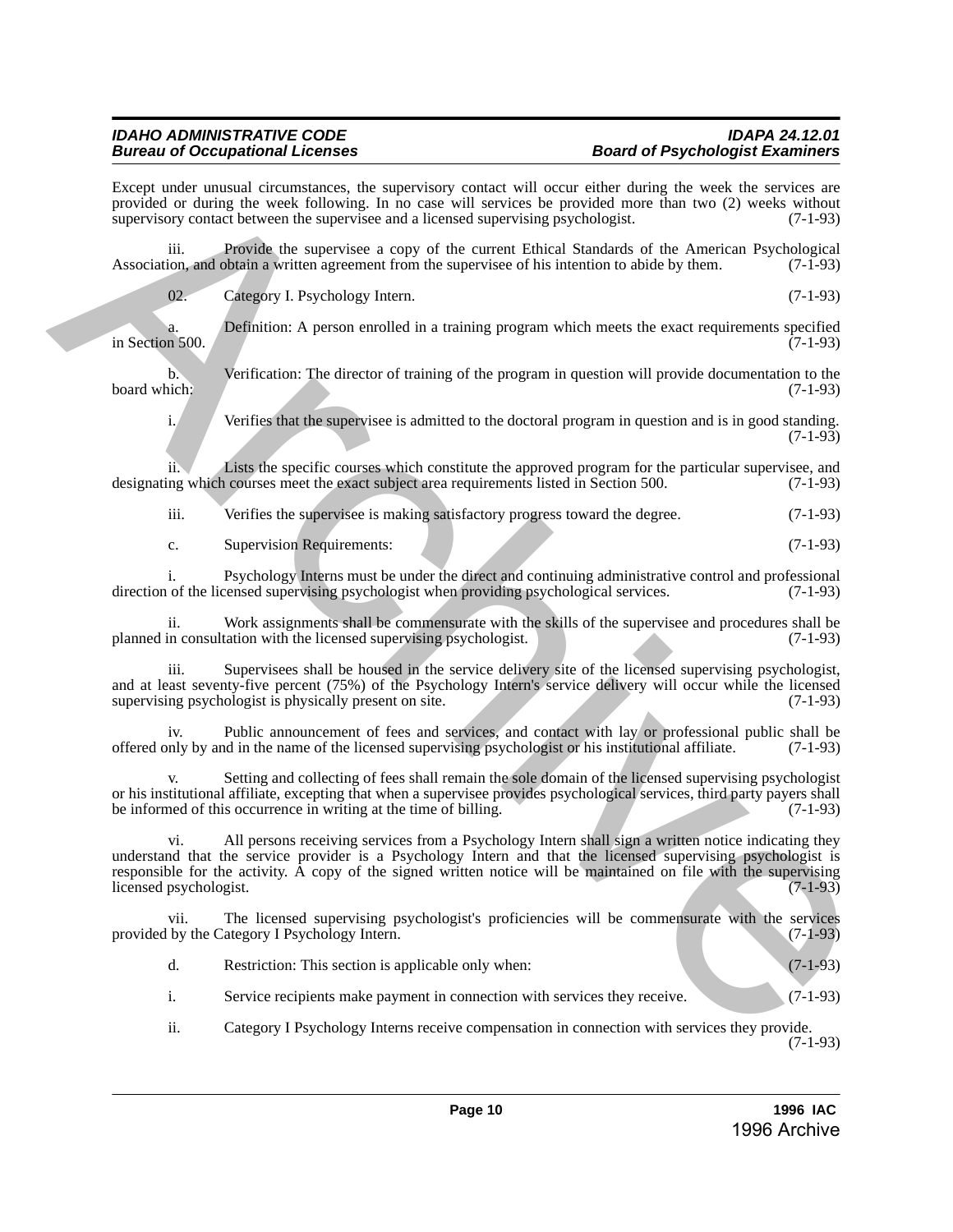Except under unusual circumstances, the supervisory contact will occur either during the week the services are provided or during the week following. In no case will services be provided more than two (2) weeks without supervisory contact between the supervisee and a licensed supervising psychologist. (7-1-93)

iii. Provide the supervisee a copy of the current Ethical Standards of the American Psychological Association, and obtain a written agreement from the supervisee of his intention to abide by them. (7-1-93)

02. Category I. Psychology Intern. (7-1-93)

a. Definition: A person enrolled in a training program which meets the exact requirements specified in Section 500. (7-1-93)

b. Verification: The director of training of the program in question will provide documentation to the board which: (7-1-93)

i. Verifies that the supervisee is admitted to the doctoral program in question and is in good standing. (7-1-93)

ii. Lists the specific courses which constitute the approved program for the particular supervisee, and designating which courses meet the exact subject area requirements listed in Section 500. (7-1-93)

iii. Verifies the supervisee is making satisfactory progress toward the degree. (7-1-93)

c. Supervision Requirements: (7-1-93)

i. Psychology Interns must be under the direct and continuing administrative control and professional direction of the licensed supervising psychologist when providing psychological services. (7-1-93)

ii. Work assignments shall be commensurate with the skills of the supervisee and procedures shall be planned in consultation with the licensed supervising psychologist. (7-1-93)

iii. Supervisees shall be housed in the service delivery site of the licensed supervising psychologist, and at least seventy-five percent (75%) of the Psychology Intern's service delivery will occur while the licensed supervising psychologist is physically present on site. (7-1-93)

iv. Public announcement of fees and services, and contact with lay or professional public shall be offered only by and in the name of the licensed supervising psychologist or his institutional affiliate. (7-1-93)

v. Setting and collecting of fees shall remain the sole domain of the licensed supervising psychologist or his institutional affiliate, excepting that when a supervisee provides psychological services, third party payers shall be informed of this occurrence in writing at the time of billing. (7-1-93)

vi. All persons receiving services from a Psychology Intern shall sign a written notice indicating they understand that the service provider is a Psychology Intern and that the licensed supervising psychologist is responsible for the activity. A copy of the signed written notice will be maintained on file with the supervising licensed psychologist. (7-1-93)

vii. The licensed supervising psychologist's proficiencies will be commensurate with the services provided by the Category I Psychology Intern. (7-1-93)

d. Restriction: This section is applicable only when: (7-1-93)

i. Service recipients make payment in connection with services they receive. (7-1-93)

ii. Category I Psychology Interns receive compensation in connection with services they provide. (7-1-93)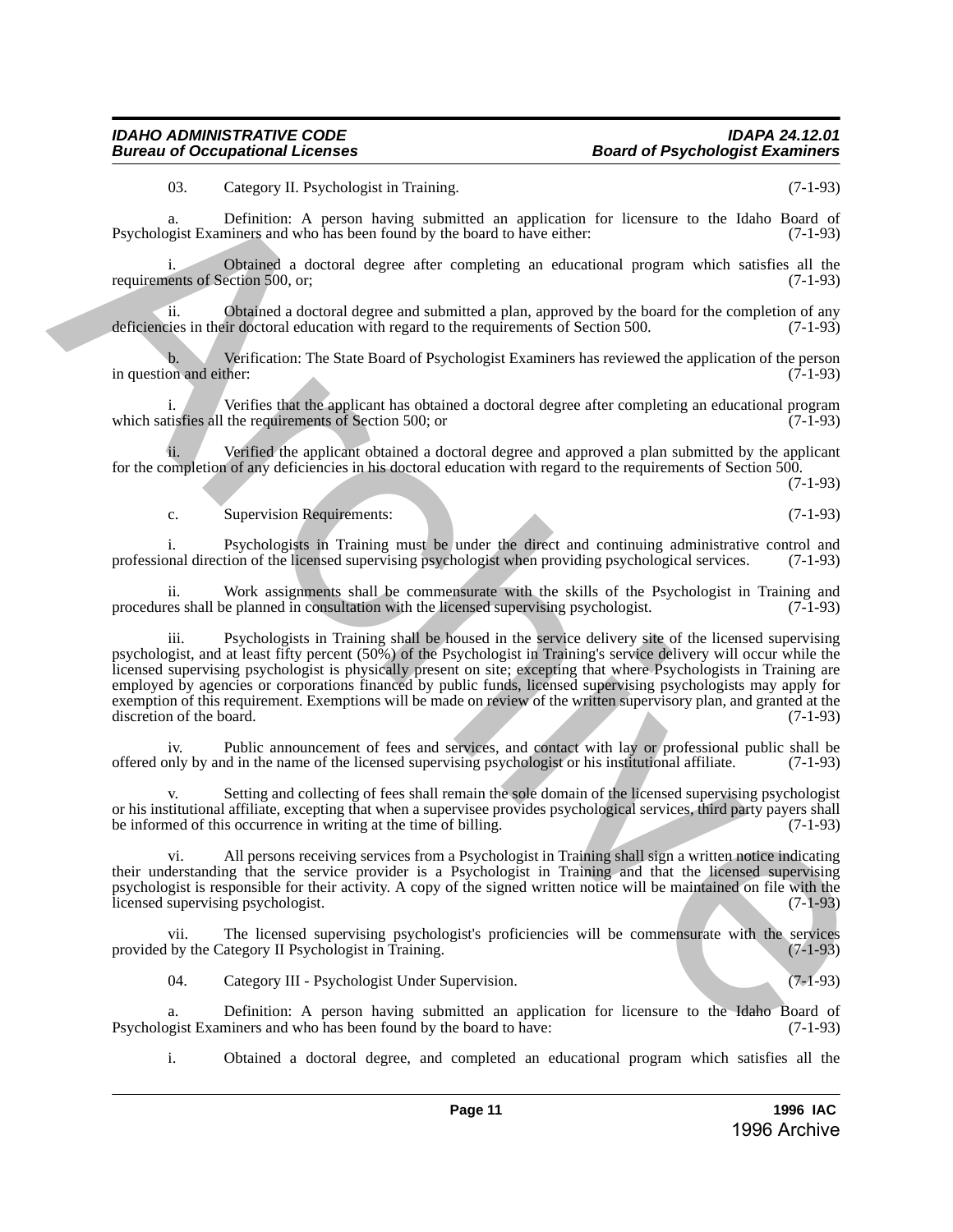03. Category II. Psychologist in Training. (7-1-93)

a. Definition: A person having submitted an application for licensure to the Idaho Board of Psychologist Examiners and who has been found by the board to have either: (7-1-93)

i. Obtained a doctoral degree after completing an educational program which satisfies all the requirements of Section 500, or; (7-1-93)

ii. Obtained a doctoral degree and submitted a plan, approved by the board for the completion of any deficiencies in their doctoral education with regard to the requirements of Section 500. (7-1-93)

b. Verification: The State Board of Psychologist Examiners has reviewed the application of the person in question and either: (7-1-93)

i. Verifies that the applicant has obtained a doctoral degree after completing an educational program which satisfies all the requirements of Section 500; or (7-1-93)

ii. Verified the applicant obtained a doctoral degree and approved a plan submitted by the applicant for the completion of any deficiencies in his doctoral education with regard to the requirements of Section 500. (7-1-93)

c. Supervision Requirements: (7-1-93)

i. Psychologists in Training must be under the direct and continuing administrative control and professional direction of the licensed supervising psychologist when providing psychological services. (7-1-93)

ii. Work assignments shall be commensurate with the skills of the Psychologist in Training and procedures shall be planned in consultation with the licensed supervising psychologist. (7-1-93)

iii. Psychologists in Training shall be housed in the service delivery site of the licensed supervising psychologist, and at least fifty percent (50%) of the Psychologist in Training's service delivery will occur while the licensed supervising psychologist is physically present on site; excepting that where Psychologists in Training are employed by agencies or corporations financed by public funds, licensed supervising psychologists may apply for exemption of this requirement. Exemptions will be made on review of the written supervisory plan, and granted at the discretion of the board. (7-1-93)

iv. Public announcement of fees and services, and contact with lay or professional public shall be offered only by and in the name of the licensed supervising psychologist or his institutional affiliate. (7-1-93)

v. Setting and collecting of fees shall remain the sole domain of the licensed supervising psychologist or his institutional affiliate, excepting that when a supervisee provides psychological services, third party payers shall be informed of this occurrence in writing at the time of billing. (7-1-93)

vi. All persons receiving services from a Psychologist in Training shall sign a written notice indicating their understanding that the service provider is a Psychologist in Training and that the licensed supervising psychologist is responsible for their activity. A copy of the signed written notice will be maintained on file with the licensed supervising psychologist. (7-1-93)

vii. The licensed supervising psychologist's proficiencies will be commensurate with the services provided by the Category II Psychologist in Training. (7-1-93)

04. Category III - Psychologist Under Supervision. (7-1-93)

a. Definition: A person having submitted an application for licensure to the Idaho Board of Psychologist Examiners and who has been found by the board to have: (7-1-93)

i. Obtained a doctoral degree, and completed an educational program which satisfies all the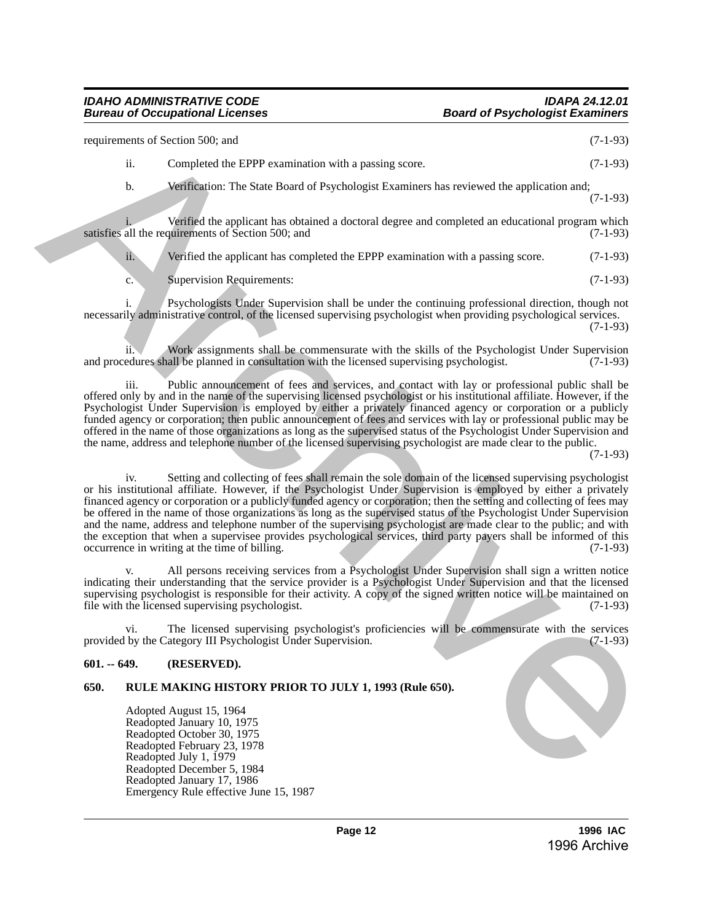requirements of Section 500; and (7-1-93)

ii. Completed the EPPP examination with a passing score. (7-1-93)

b. Verification: The State Board of Psychologist Examiners has reviewed the application and; (7-1-93)

i. Verified the applicant has obtained a doctoral degree and completed an educational program which satisfies all the requirements of Section 500; and (7-1-93)

ii. Verified the applicant has completed the EPPP examination with a passing score. (7-1-93)

c. Supervision Requirements: (7-1-93)

i. Psychologists Under Supervision shall be under the continuing professional direction, though not necessarily administrative control, of the licensed supervising psychologist when providing psychological services. (7-1-93)

ii. Work assignments shall be commensurate with the skills of the Psychologist Under Supervision and procedures shall be planned in consultation with the licensed supervising psychologist. (7-1-93)

iii. Public announcement of fees and services, and contact with lay or professional public shall be offered only by and in the name of the supervising licensed psychologist or his institutional affiliate. However, if the Psychologist Under Supervision is employed by either a privately financed agency or corporation or a publicly funded agency or corporation; then public announcement of fees and services with lay or professional public may be offered in the name of those organizations as long as the supervised status of the Psychologist Under Supervision and the name, address and telephone number of the licensed supervising psychologist are made clear to the public. (7-1-93)

iv. Setting and collecting of fees shall remain the sole domain of the licensed supervising psychologist or his institutional affiliate. However, if the Psychologist Under Supervision is employed by either a privately financed agency or corporation or a publicly funded agency or corporation; then the setting and collecting of fees may be offered in the name of those organizations as long as the supervised status of the Psychologist Under Supervision and the name, address and telephone number of the supervising psychologist are made clear to the public; and with the exception that when a supervisee provides psychological services, third party payers shall be informed of this occurrence in writing at the time of billing. (7-1-93)

v. All persons receiving services from a Psychologist Under Supervision shall sign a written notice indicating their understanding that the service provider is a Psychologist Under Supervision and that the licensed supervising psychologist is responsible for their activity. A copy of the signed written notice will be maintained on file with the licensed supervising psychologist. (7-1-93)

vi. The licensed supervising psychologist's proficiencies will be commensurate with the services provided by the Category III Psychologist Under Supervision. (7-1-93)

**601. -- 649. (RESERVED).**

**650. RULE MAKING HISTORY PRIOR TO JULY 1, 1993 (Rule 650).**

Adopted August 15, 1964
Readopted January 10, 1975
Readopted October 30, 1975
Readopted February 23, 1978
Readopted July 1, 1979
Readopted December 5, 1984
Readopted January 17, 1986
Emergency Rule effective June 15, 1987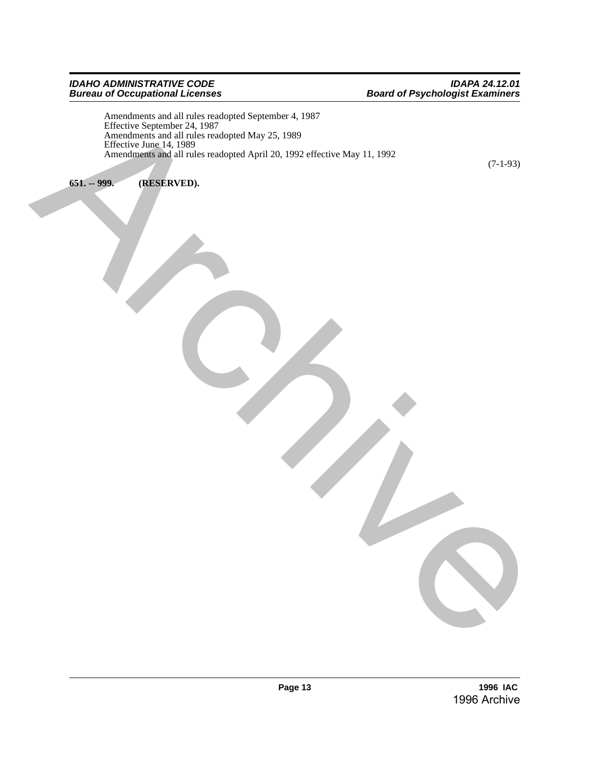Amendments and all rules readopted September 4, 1987
Effective September 24, 1987
Amendments and all rules readopted May 25, 1989
Effective June 14, 1989
Amendments and all rules readopted April 20, 1992 effective May 11, 1992

(7-1-93)

**651. -- 999. (RESERVED).**